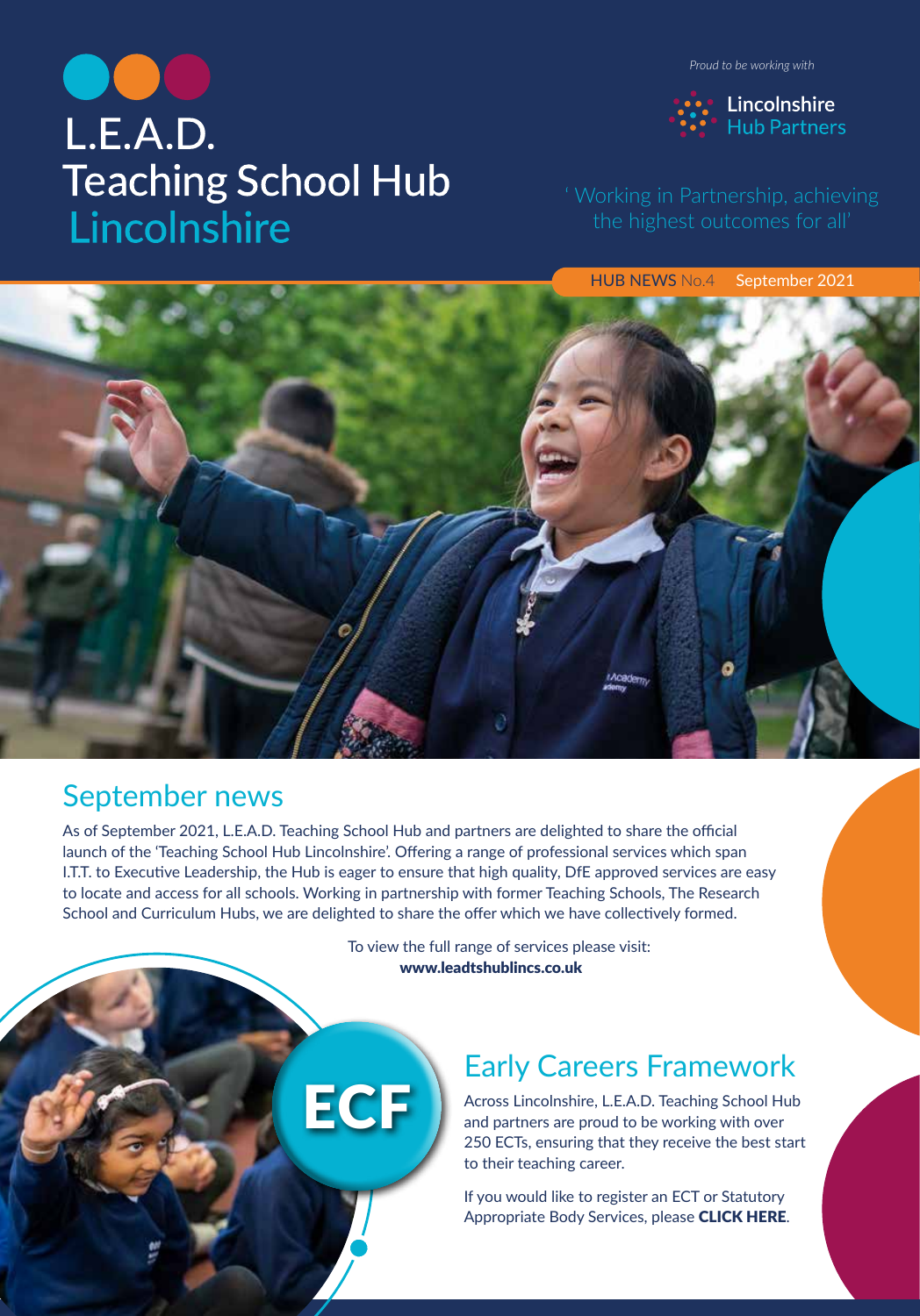# L.E.A.D. Teaching School Hub Lincolnshire

*Proud to be working with*

Lincolnshire Hub Partners

'Working in Partnership, achieving the highest outcomes for all'

HUB NEWS No.4 September 2021

## September news

As of September 2021, L.E.A.D. Teaching School Hub and partners are delighted to share the official launch of the 'Teaching School Hub Lincolnshire'. Offering a range of professional services which span I.T.T. to Executive Leadership, the Hub is eager to ensure that high quality, DfE approved services are easy to locate and access for all schools. Working in partnership with former Teaching Schools, The Research School and Curriculum Hubs, we are delighted to share the offer which we have collectively formed.

To view the full range of services please visit:
**www.leadtshublincs.co.uk**

ECF

## Early Careers Framework

Across Lincolnshire, L.E.A.D. Teaching School Hub and partners are proud to be working with over 250 ECTs, ensuring that they receive the best start to their teaching career.

If you would like to register an ECT or Statutory Appropriate Body Services, please **CLICK HERE**.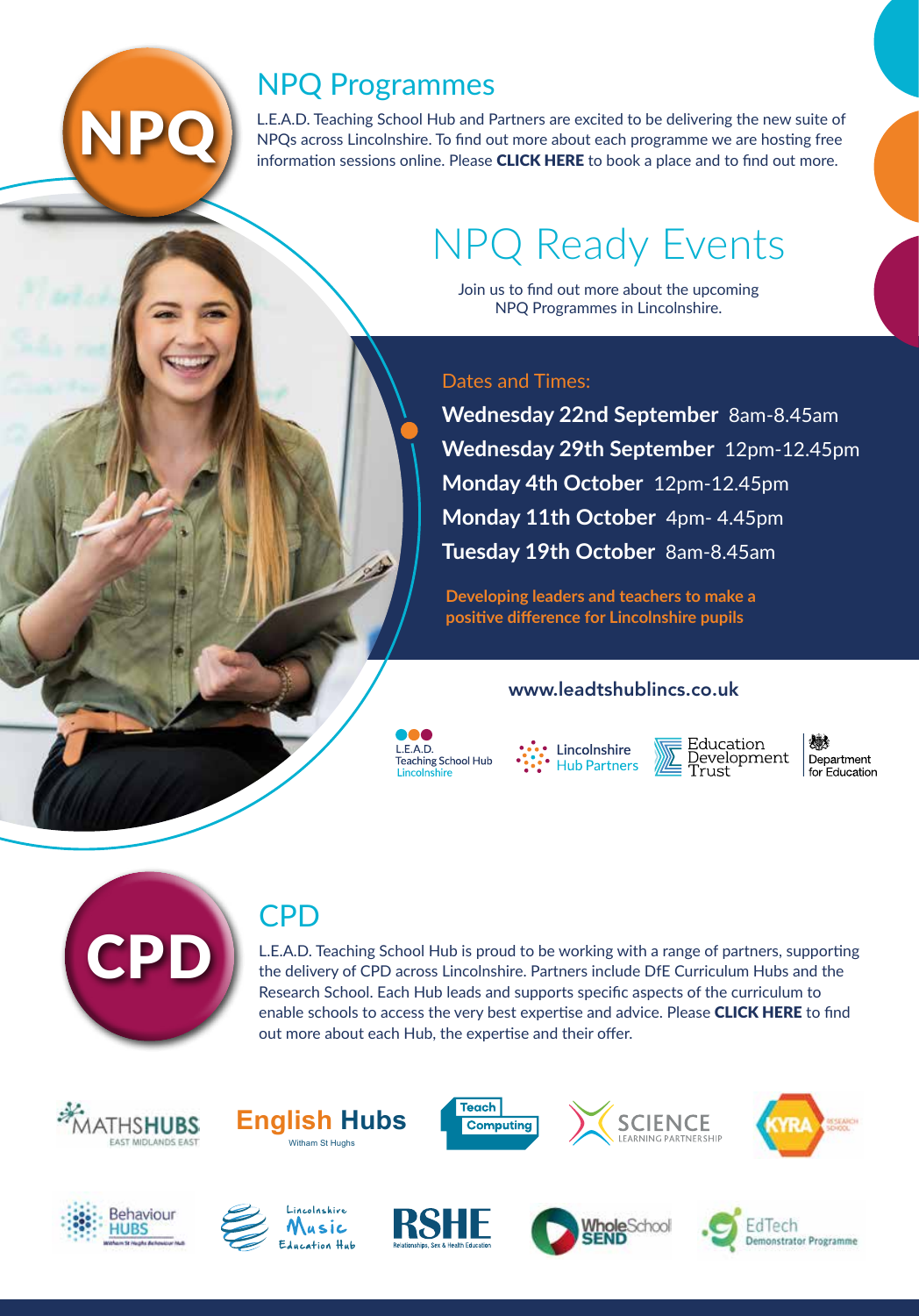# NPQ Programmes

L.E.A.D. Teaching School Hub and Partners are excited to be delivering the new suite of NPQs across Lincolnshire. To find out more about each programme we are hosting free information sessions online. Please **CLICK HERE** to book a place and to find out more.

## NPQ Ready Events

Join us to find out more about the upcoming NPQ Programmes in Lincolnshire.

Dates and Times:

**Wednesday 22nd September** 8am-8.45am
**Wednesday 29th September** 12pm-12.45pm
**Monday 4th October** 12pm-12.45pm
**Monday 11th October** 4pm- 4.45pm
**Tuesday 19th October** 8am-8.45am

**Developing leaders and teachers to make a positive difference for Lincolnshire pupils**

**www.leadtshublincs.co.uk**

L.E.A.D. Teaching School Hub Lincolnshire | Lincolnshire Hub Partners | Education Development Trust | Department for Education

# CPD

L.E.A.D. Teaching School Hub is proud to be working with a range of partners, supporting the delivery of CPD across Lincolnshire. Partners include DfE Curriculum Hubs and the Research School. Each Hub leads and supports specific aspects of the curriculum to enable schools to access the very best expertise and advice. Please **CLICK HERE** to find out more about each Hub, the expertise and their offer.

MATHSHUBS East Midlands East | English Hubs Witham St Hughs | Teach Computing | Science Learning Partnership | KYRA Research School

Behaviour Hubs Witham St Hughs Behaviour Hub | Lincolnshire Music Education Hub | RSHE Relationships, Sex & Health Education | WholeSchool SEND | EdTech Demonstrator Programme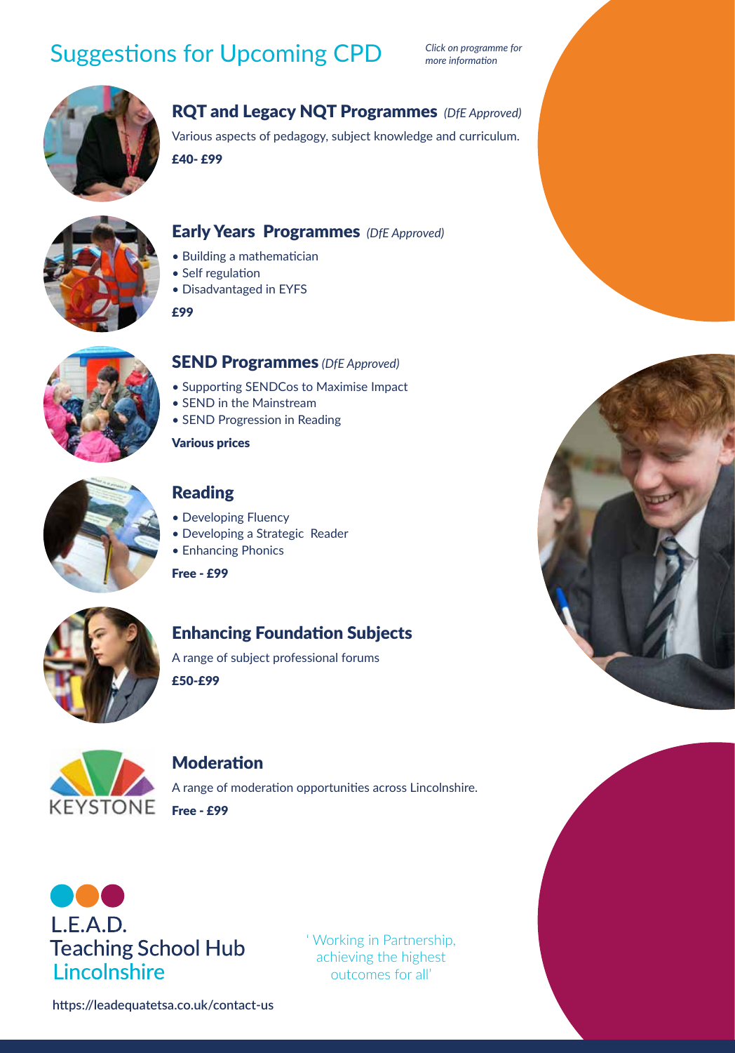# Suggestions for Upcoming CPD

*Click on programme for more information*

## RQT and Legacy NQT Programmes *(DfE Approved)*

Various aspects of pedagogy, subject knowledge and curriculum.

**£40- £99**

## Early Years Programmes *(DfE Approved)*

- Building a mathematician
- Self regulation
- Disadvantaged in EYFS

**£99**

## SEND Programmes *(DfE Approved)*

- Supporting SENDCos to Maximise Impact
- SEND in the Mainstream
- SEND Progression in Reading

**Various prices**

## Reading

- Developing Fluency
- Developing a Strategic Reader
- Enhancing Phonics

**Free - £99**

## Enhancing Foundation Subjects

A range of subject professional forums

**£50-£99**

KEYSTONE

## Moderation

A range of moderation opportunities across Lincolnshire.

**Free - £99**

L.E.A.D.
Teaching School Hub
Lincolnshire

' Working in Partnership, achieving the highest outcomes for all'

https://leadequatetsa.co.uk/contact-us